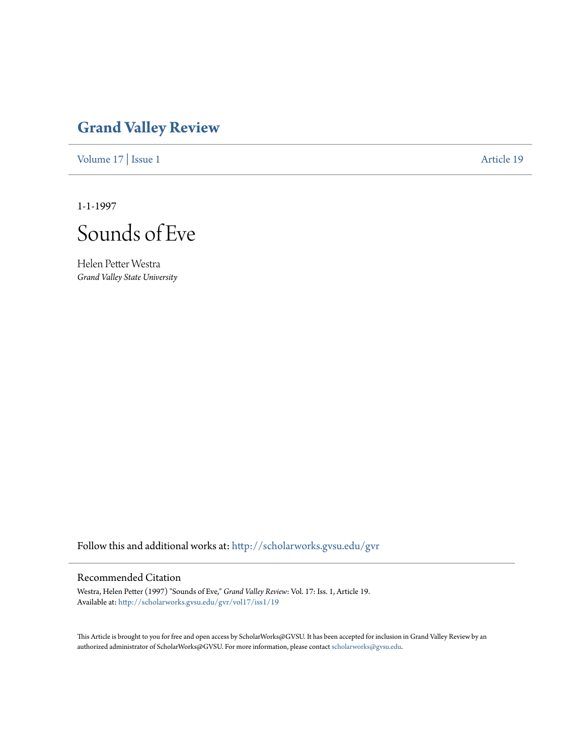# Grand Valley Review

Volume 17 | Issue 1 Article 19

1-1-1997

# Sounds of Eve

Helen Petter Westra
*Grand Valley State University*

Follow this and additional works at: http://scholarworks.gvsu.edu/gvr

## Recommended Citation

Westra, Helen Petter (1997) "Sounds of Eve," *Grand Valley Review*: Vol. 17: Iss. 1, Article 19.
Available at: http://scholarworks.gvsu.edu/gvr/vol17/iss1/19

This Article is brought to you for free and open access by ScholarWorks@GVSU. It has been accepted for inclusion in Grand Valley Review by an authorized administrator of ScholarWorks@GVSU. For more information, please contact scholarworks@gvsu.edu.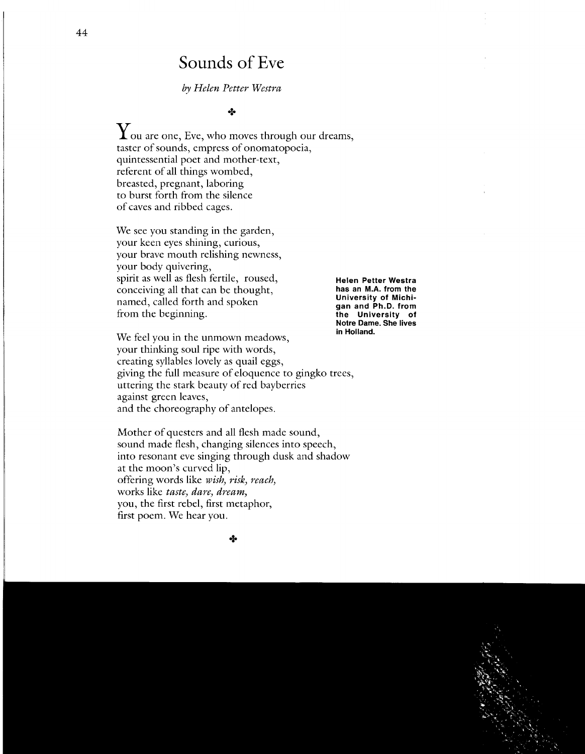# Sounds of Eve

*by Helen Petter Westra*

You are one, Eve, who moves through our dreams,
taster of sounds, empress of onomatopoeia,
quintessential poet and mother-text,
referent of all things wombed,
breasted, pregnant, laboring
to burst forth from the silence
of caves and ribbed cages.

We see you standing in the garden,
your keen eyes shining, curious,
your brave mouth relishing newness,
your body quivering,
spirit as well as flesh fertile, roused,
conceiving all that can be thought,
named, called forth and spoken
from the beginning.

We feel you in the unmown meadows,
your thinking soul ripe with words,
creating syllables lovely as quail eggs,
giving the full measure of eloquence to gingko trees,
uttering the stark beauty of red bayberries
against green leaves,
and the choreography of antelopes.

Mother of questers and all flesh made sound,
sound made flesh, changing silences into speech,
into resonant eve singing through dusk and shadow
at the moon's curved lip,
offering words like *wish, risk, reach,*
works like *taste, dare, dream,*
you, the first rebel, first metaphor,
first poem. We hear you.

**Helen Petter Westra has an M.A. from the University of Michigan and Ph.D. from the University of Notre Dame. She lives in Holland.**